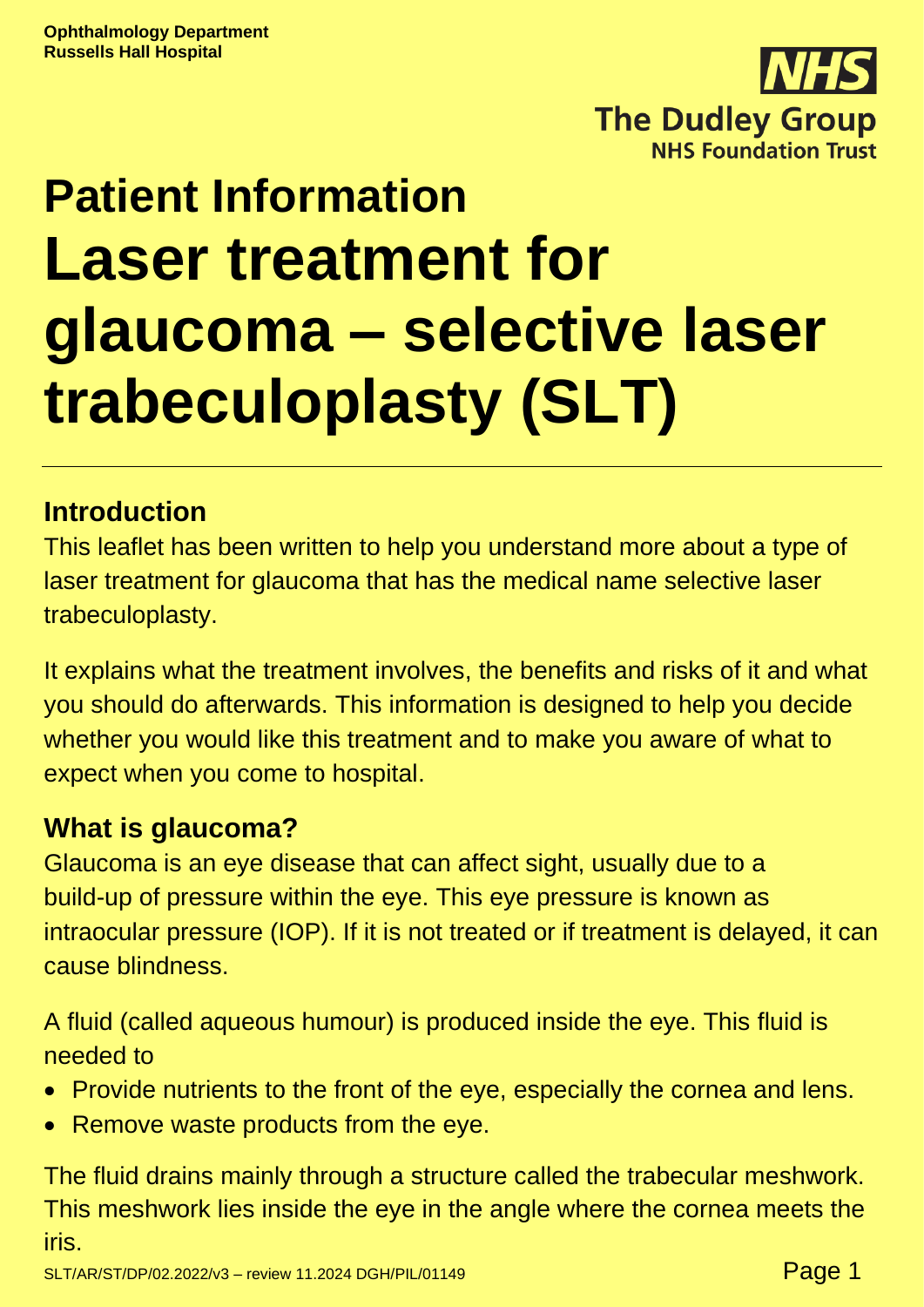**Ophthalmology Department**
**Russells Hall Hospital**

**The Dudley Group**
**NHS Foundation Trust**

# Patient Information

# Laser treatment for glaucoma – selective laser trabeculoplasty (SLT)

## Introduction

This leaflet has been written to help you understand more about a type of laser treatment for glaucoma that has the medical name selective laser trabeculoplasty.

It explains what the treatment involves, the benefits and risks of it and what you should do afterwards. This information is designed to help you decide whether you would like this treatment and to make you aware of what to expect when you come to hospital.

## What is glaucoma?

Glaucoma is an eye disease that can affect sight, usually due to a build-up of pressure within the eye. This eye pressure is known as intraocular pressure (IOP). If it is not treated or if treatment is delayed, it can cause blindness.

A fluid (called aqueous humour) is produced inside the eye. This fluid is needed to

- Provide nutrients to the front of the eye, especially the cornea and lens.
- Remove waste products from the eye.

The fluid drains mainly through a structure called the trabecular meshwork. This meshwork lies inside the eye in the angle where the cornea meets the iris.

SLT/AR/ST/DP/02.2022/v3 – review 11.2024 DGH/PIL/01149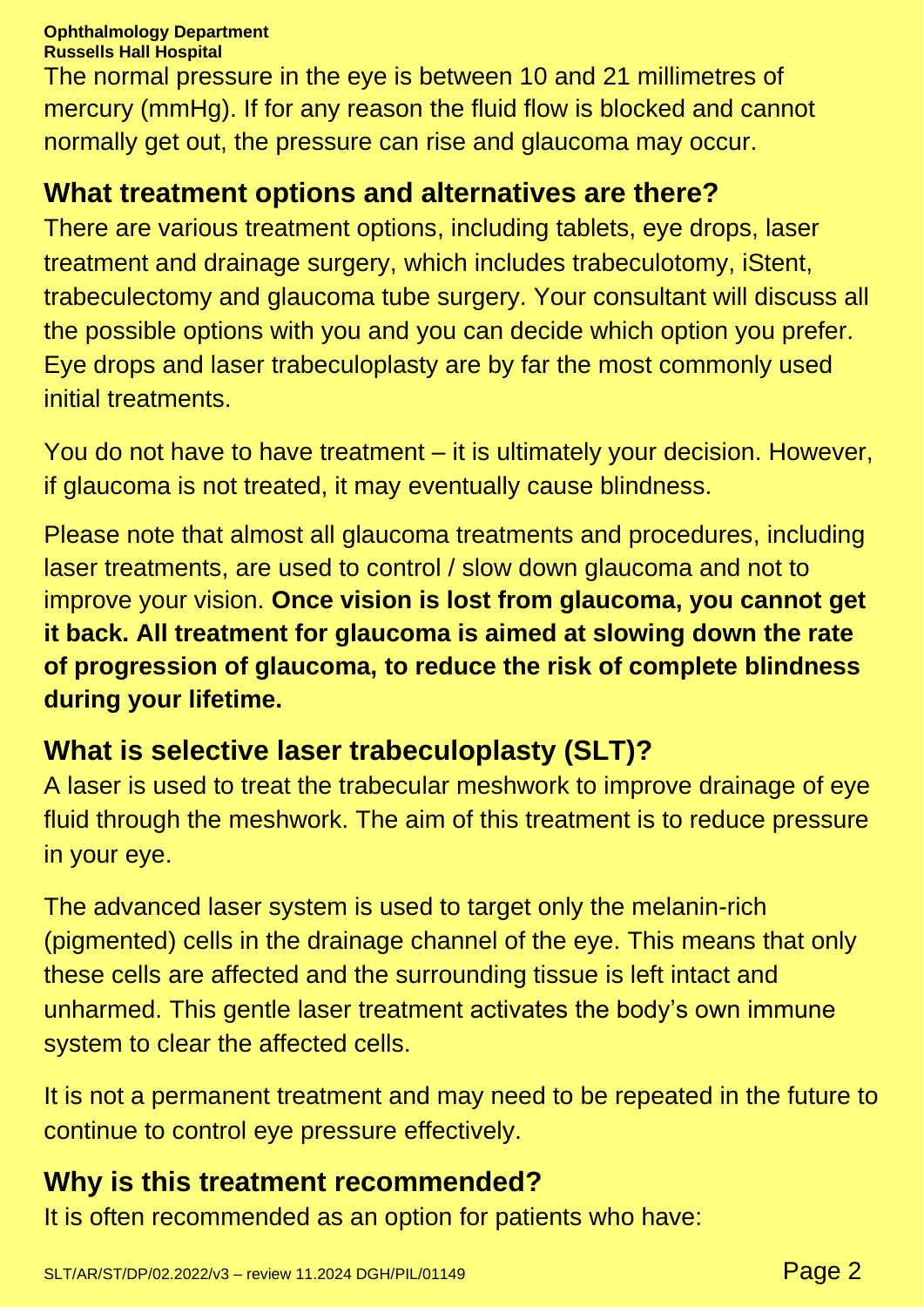The normal pressure in the eye is between 10 and 21 millimetres of mercury (mmHg). If for any reason the fluid flow is blocked and cannot normally get out, the pressure can rise and glaucoma may occur.

## What treatment options and alternatives are there?

There are various treatment options, including tablets, eye drops, laser treatment and drainage surgery, which includes trabeculotomy, iStent, trabeculectomy and glaucoma tube surgery. Your consultant will discuss all the possible options with you and you can decide which option you prefer. Eye drops and laser trabeculoplasty are by far the most commonly used initial treatments.

You do not have to have treatment – it is ultimately your decision. However, if glaucoma is not treated, it may eventually cause blindness.

Please note that almost all glaucoma treatments and procedures, including laser treatments, are used to control / slow down glaucoma and not to improve your vision. **Once vision is lost from glaucoma, you cannot get it back. All treatment for glaucoma is aimed at slowing down the rate of progression of glaucoma, to reduce the risk of complete blindness during your lifetime.**

## What is selective laser trabeculoplasty (SLT)?

A laser is used to treat the trabecular meshwork to improve drainage of eye fluid through the meshwork. The aim of this treatment is to reduce pressure in your eye.

The advanced laser system is used to target only the melanin-rich (pigmented) cells in the drainage channel of the eye. This means that only these cells are affected and the surrounding tissue is left intact and unharmed. This gentle laser treatment activates the body's own immune system to clear the affected cells.

It is not a permanent treatment and may need to be repeated in the future to continue to control eye pressure effectively.

## Why is this treatment recommended?

It is often recommended as an option for patients who have: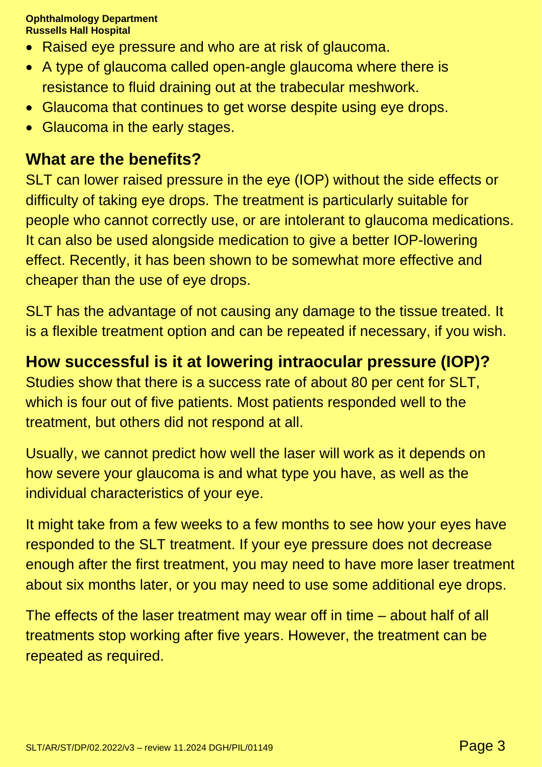- Raised eye pressure and who are at risk of glaucoma.
- A type of glaucoma called open-angle glaucoma where there is resistance to fluid draining out at the trabecular meshwork.
- Glaucoma that continues to get worse despite using eye drops.
- Glaucoma in the early stages.

## What are the benefits?

SLT can lower raised pressure in the eye (IOP) without the side effects or difficulty of taking eye drops. The treatment is particularly suitable for people who cannot correctly use, or are intolerant to glaucoma medications. It can also be used alongside medication to give a better IOP-lowering effect. Recently, it has been shown to be somewhat more effective and cheaper than the use of eye drops.

SLT has the advantage of not causing any damage to the tissue treated. It is a flexible treatment option and can be repeated if necessary, if you wish.

## How successful is it at lowering intraocular pressure (IOP)?

Studies show that there is a success rate of about 80 per cent for SLT, which is four out of five patients. Most patients responded well to the treatment, but others did not respond at all.

Usually, we cannot predict how well the laser will work as it depends on how severe your glaucoma is and what type you have, as well as the individual characteristics of your eye.

It might take from a few weeks to a few months to see how your eyes have responded to the SLT treatment. If your eye pressure does not decrease enough after the first treatment, you may need to have more laser treatment about six months later, or you may need to use some additional eye drops.

The effects of the laser treatment may wear off in time – about half of all treatments stop working after five years. However, the treatment can be repeated as required.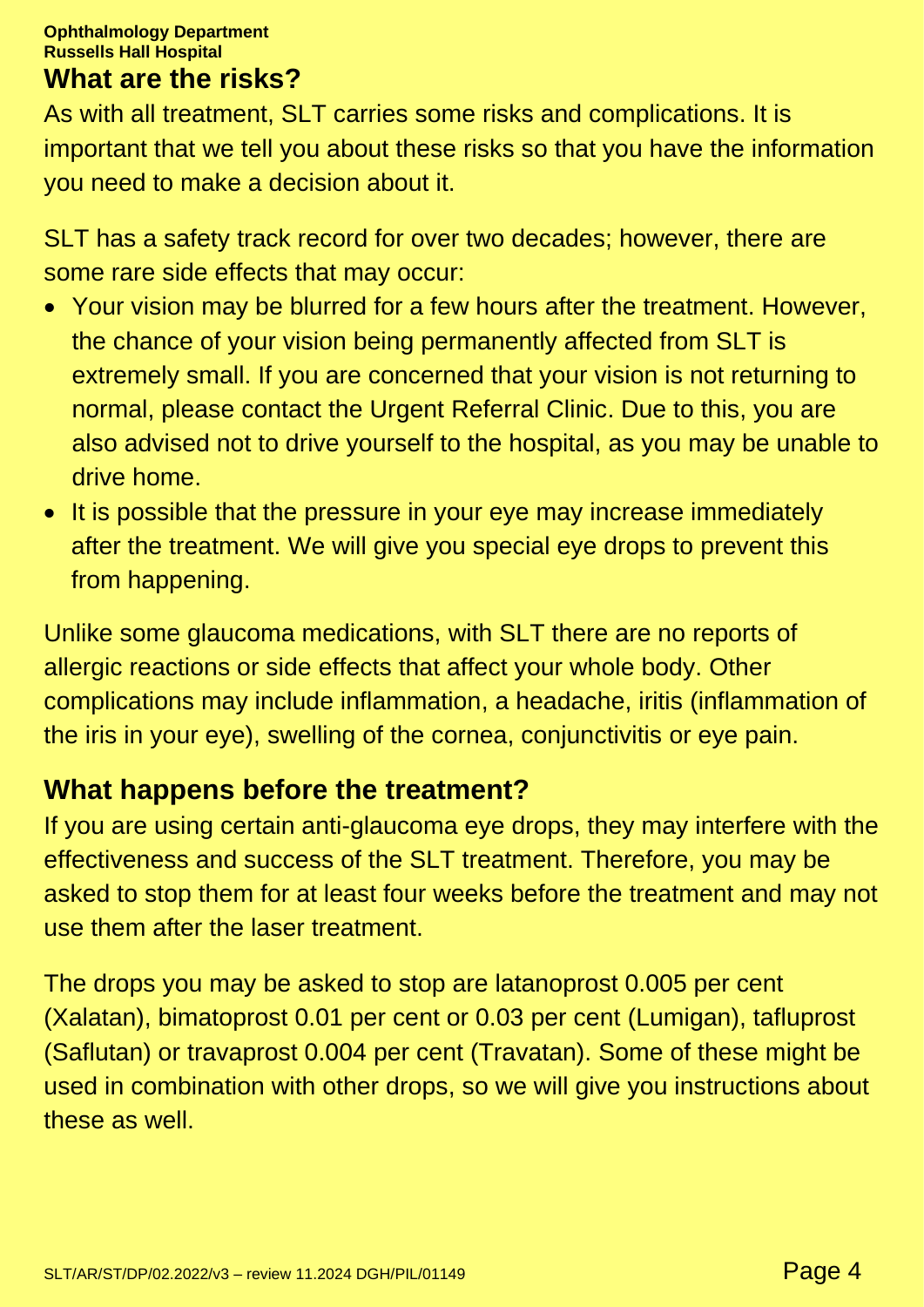## What are the risks?

As with all treatment, SLT carries some risks and complications. It is important that we tell you about these risks so that you have the information you need to make a decision about it.

SLT has a safety track record for over two decades; however, there are some rare side effects that may occur:

- Your vision may be blurred for a few hours after the treatment. However, the chance of your vision being permanently affected from SLT is extremely small. If you are concerned that your vision is not returning to normal, please contact the Urgent Referral Clinic. Due to this, you are also advised not to drive yourself to the hospital, as you may be unable to drive home.
- It is possible that the pressure in your eye may increase immediately after the treatment. We will give you special eye drops to prevent this from happening.

Unlike some glaucoma medications, with SLT there are no reports of allergic reactions or side effects that affect your whole body. Other complications may include inflammation, a headache, iritis (inflammation of the iris in your eye), swelling of the cornea, conjunctivitis or eye pain.

## What happens before the treatment?

If you are using certain anti-glaucoma eye drops, they may interfere with the effectiveness and success of the SLT treatment. Therefore, you may be asked to stop them for at least four weeks before the treatment and may not use them after the laser treatment.

The drops you may be asked to stop are latanoprost 0.005 per cent (Xalatan), bimatoprost 0.01 per cent or 0.03 per cent (Lumigan), tafluprost (Saflutan) or travaprost 0.004 per cent (Travatan). Some of these might be used in combination with other drops, so we will give you instructions about these as well.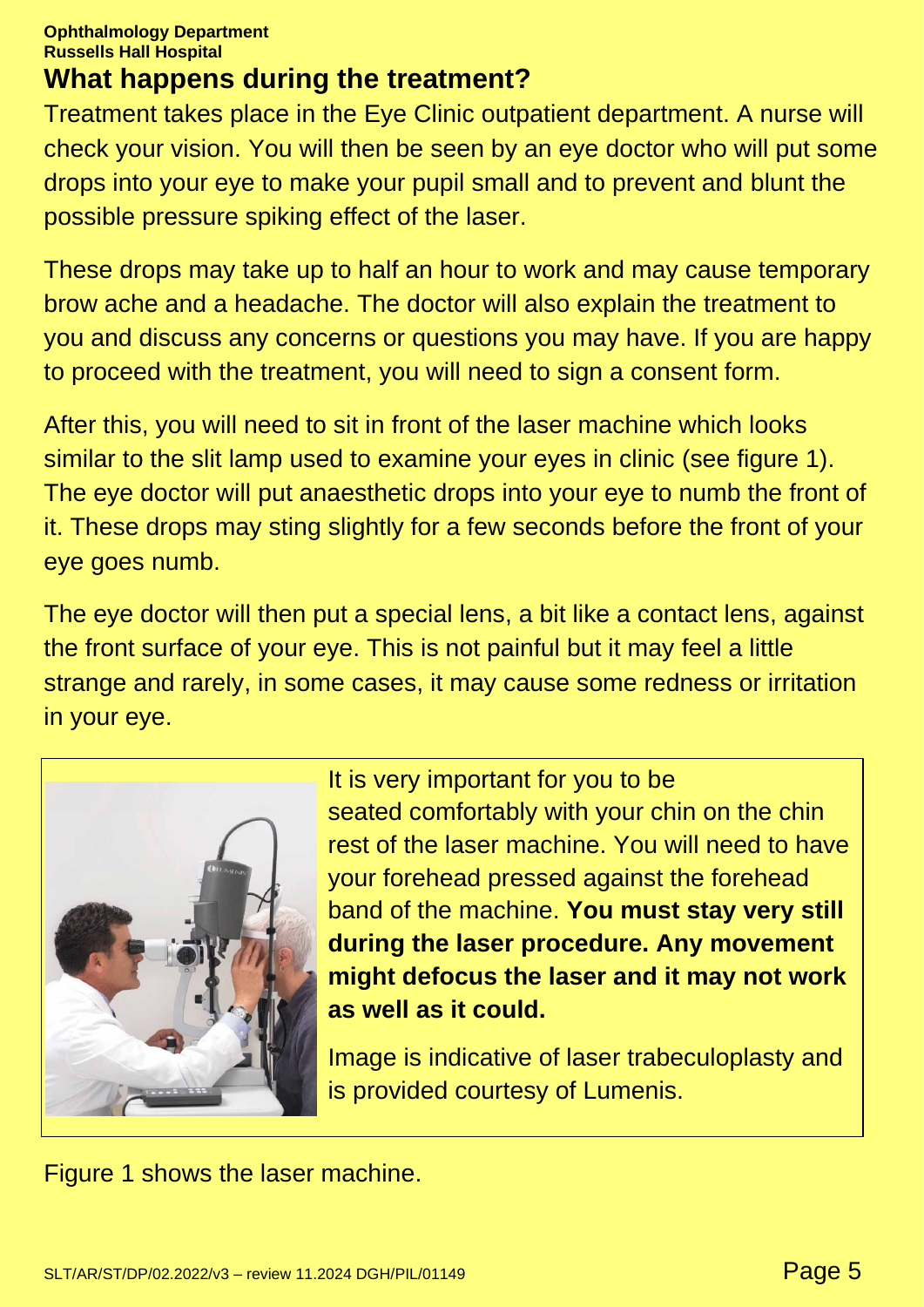## What happens during the treatment?

Treatment takes place in the Eye Clinic outpatient department. A nurse will check your vision. You will then be seen by an eye doctor who will put some drops into your eye to make your pupil small and to prevent and blunt the possible pressure spiking effect of the laser.

These drops may take up to half an hour to work and may cause temporary brow ache and a headache. The doctor will also explain the treatment to you and discuss any concerns or questions you may have. If you are happy to proceed with the treatment, you will need to sign a consent form.

After this, you will need to sit in front of the laser machine which looks similar to the slit lamp used to examine your eyes in clinic (see figure 1). The eye doctor will put anaesthetic drops into your eye to numb the front of it. These drops may sting slightly for a few seconds before the front of your eye goes numb.

The eye doctor will then put a special lens, a bit like a contact lens, against the front surface of your eye. This is not painful but it may feel a little strange and rarely, in some cases, it may cause some redness or irritation in your eye.

It is very important for you to be seated comfortably with your chin on the chin rest of the laser machine. You will need to have your forehead pressed against the forehead band of the machine. **You must stay very still during the laser procedure. Any movement might defocus the laser and it may not work as well as it could.**

Image is indicative of laser trabeculoplasty and is provided courtesy of Lumenis.

Figure 1 shows the laser machine.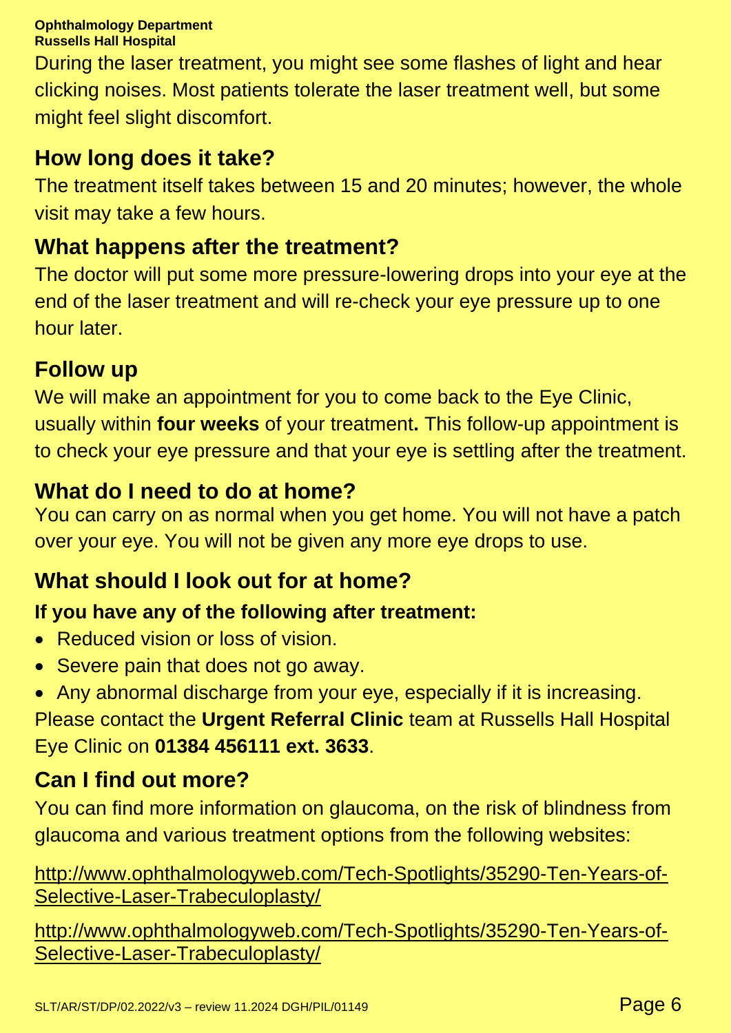During the laser treatment, you might see some flashes of light and hear clicking noises. Most patients tolerate the laser treatment well, but some might feel slight discomfort.

## How long does it take?

The treatment itself takes between 15 and 20 minutes; however, the whole visit may take a few hours.

## What happens after the treatment?

The doctor will put some more pressure-lowering drops into your eye at the end of the laser treatment and will re-check your eye pressure up to one hour later.

## Follow up

We will make an appointment for you to come back to the Eye Clinic, usually within **four weeks** of your treatment**.** This follow-up appointment is to check your eye pressure and that your eye is settling after the treatment.

## What do I need to do at home?

You can carry on as normal when you get home. You will not have a patch over your eye. You will not be given any more eye drops to use.

## What should I look out for at home?

**If you have any of the following after treatment:**

- Reduced vision or loss of vision.
- Severe pain that does not go away.
- Any abnormal discharge from your eye, especially if it is increasing.

Please contact the **Urgent Referral Clinic** team at Russells Hall Hospital Eye Clinic on **01384 456111 ext. 3633**.

## Can I find out more?

You can find more information on glaucoma, on the risk of blindness from glaucoma and various treatment options from the following websites:

http://www.ophthalmologyweb.com/Tech-Spotlights/35290-Ten-Years-of-Selective-Laser-Trabeculoplasty/

http://www.ophthalmologyweb.com/Tech-Spotlights/35290-Ten-Years-of-Selective-Laser-Trabeculoplasty/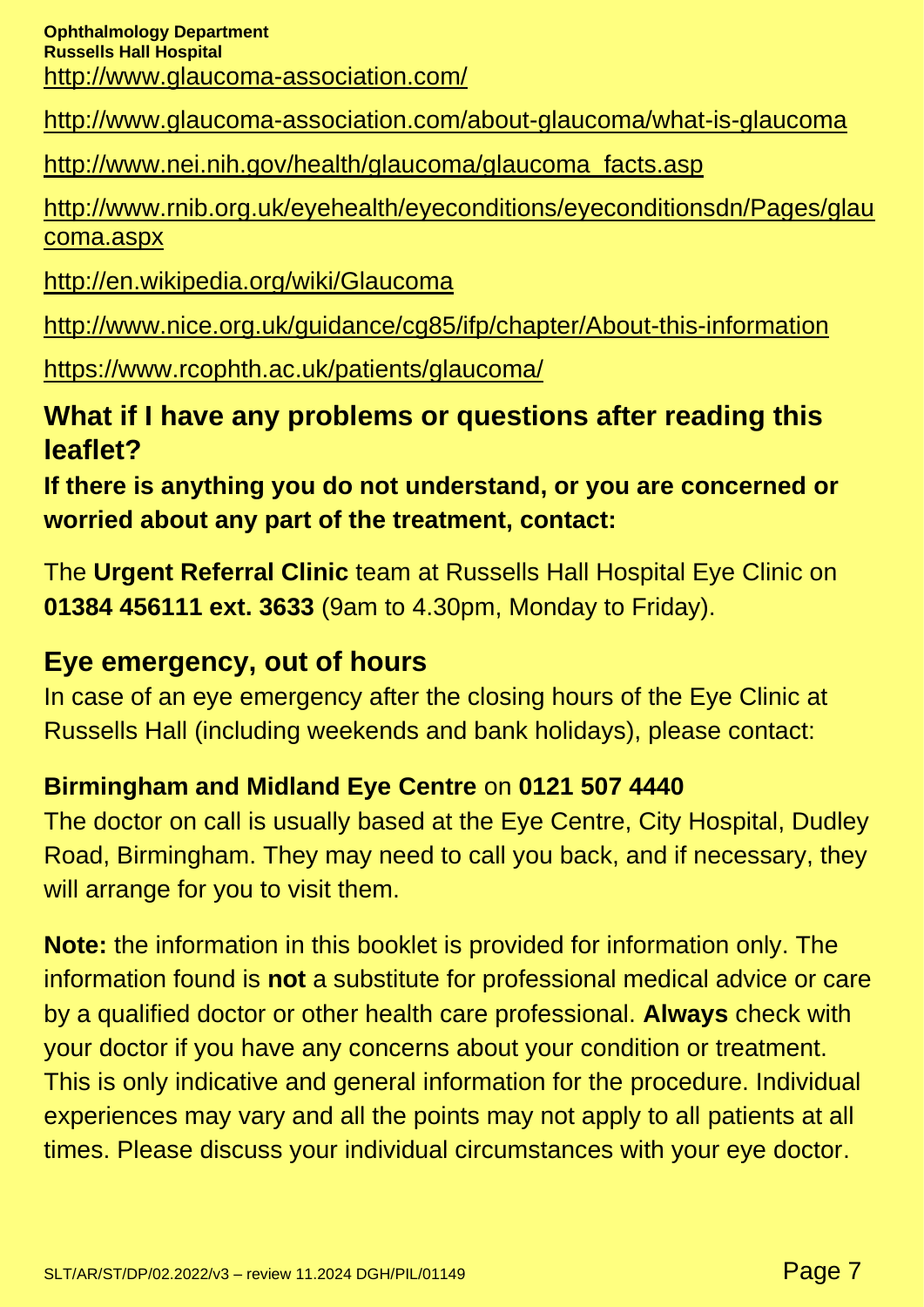http://www.glaucoma-association.com/

http://www.glaucoma-association.com/about-glaucoma/what-is-glaucoma

http://www.nei.nih.gov/health/glaucoma/glaucoma_facts.asp

http://www.rnib.org.uk/eyehealth/eyeconditions/eyeconditionsdn/Pages/glaucoma.aspx

http://en.wikipedia.org/wiki/Glaucoma

http://www.nice.org.uk/guidance/cg85/ifp/chapter/About-this-information

https://www.rcophth.ac.uk/patients/glaucoma/

## What if I have any problems or questions after reading this leaflet?

**If there is anything you do not understand, or you are concerned or worried about any part of the treatment, contact:**

The **Urgent Referral Clinic** team at Russells Hall Hospital Eye Clinic on **01384 456111 ext. 3633** (9am to 4.30pm, Monday to Friday).

## Eye emergency, out of hours

In case of an eye emergency after the closing hours of the Eye Clinic at Russells Hall (including weekends and bank holidays), please contact:

**Birmingham and Midland Eye Centre** on **0121 507 4440**

The doctor on call is usually based at the Eye Centre, City Hospital, Dudley Road, Birmingham. They may need to call you back, and if necessary, they will arrange for you to visit them.

**Note:** the information in this booklet is provided for information only. The information found is **not** a substitute for professional medical advice or care by a qualified doctor or other health care professional. **Always** check with your doctor if you have any concerns about your condition or treatment. This is only indicative and general information for the procedure. Individual experiences may vary and all the points may not apply to all patients at all times. Please discuss your individual circumstances with your eye doctor.

SLT/AR/ST/DP/02.2022/v3 – review 11.2024 DGH/PIL/01149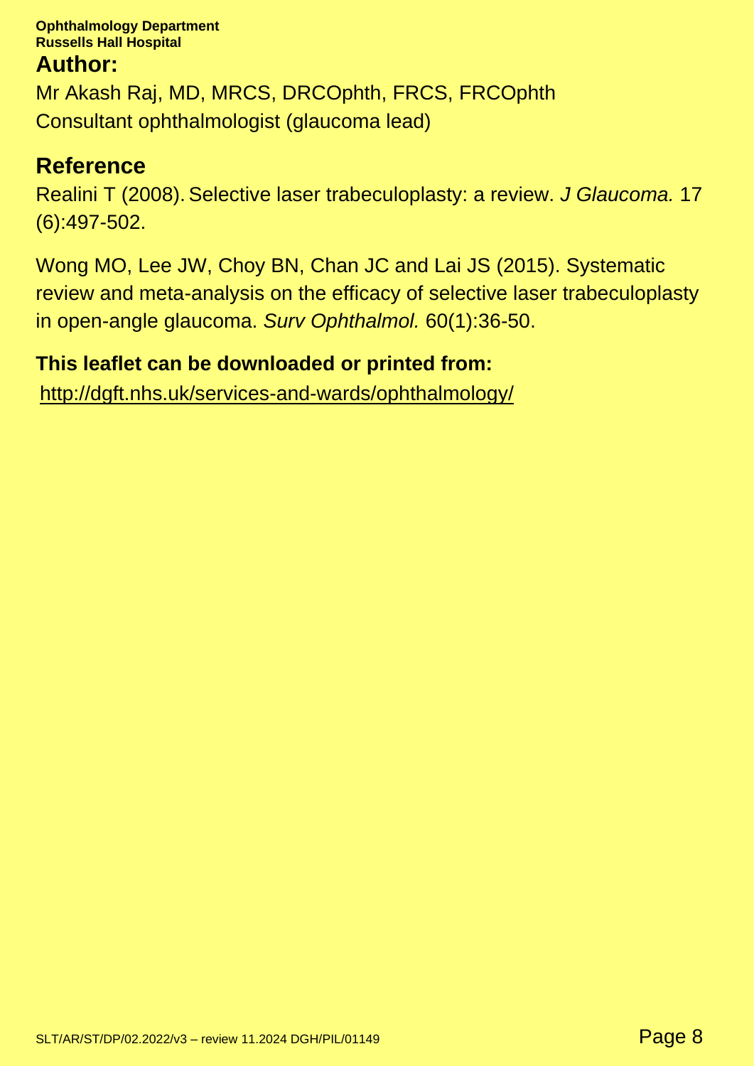**Ophthalmology Department**
**Russells Hall Hospital**

## Author:

Mr Akash Raj, MD, MRCS, DRCOphth, FRCS, FRCOphth
Consultant ophthalmologist (glaucoma lead)

## Reference

Realini T (2008). Selective laser trabeculoplasty: a review. *J Glaucoma.* 17 (6):497-502.

Wong MO, Lee JW, Choy BN, Chan JC and Lai JS (2015). Systematic review and meta-analysis on the efficacy of selective laser trabeculoplasty in open-angle glaucoma. *Surv Ophthalmol.* 60(1):36-50.

**This leaflet can be downloaded or printed from:**

http://dgft.nhs.uk/services-and-wards/ophthalmology/

SLT/AR/ST/DP/02.2022/v3 – review 11.2024 DGH/PIL/01149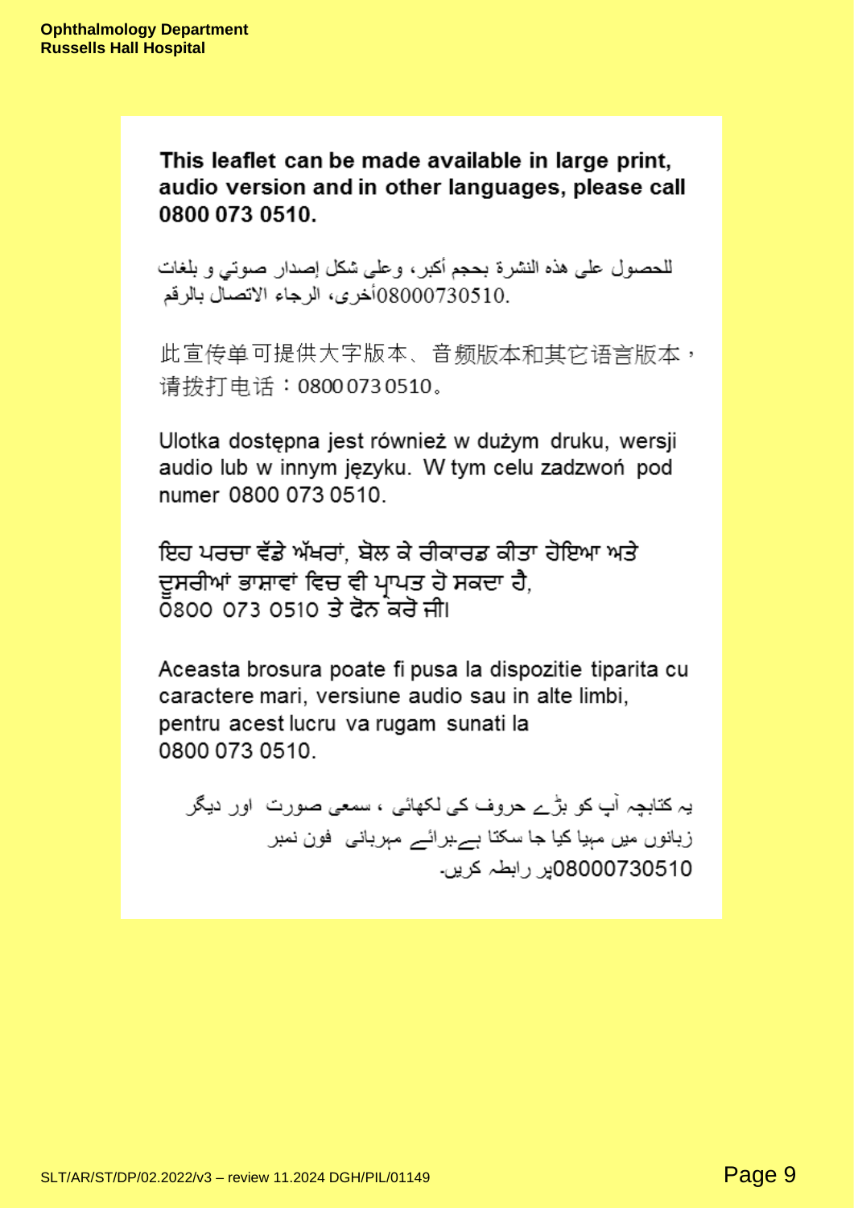**This leaflet can be made available in large print, audio version and in other languages, please call 0800 073 0510.**

للحصول على هذه النشرة بحجم أكبر، وعلى شكل إصدار صوتي و بلغات أخرى، الرجاء الاتصال بالرقم 08000730510.

此宣传单可提供大字版本、音频版本和其它语言版本，请拨打电话：0800 073 0510。

Ulotka dostępna jest również w dużym druku, wersji audio lub w innym języku. W tym celu zadzwoń pod numer 0800 073 0510.

ਇਹ ਪਰਚਾ ਵੱਡੇ ਅੱਖਰਾਂ, ਬੋਲ ਕੇ ਰੀਕਾਰਡ ਕੀਤਾ ਹੋਇਆ ਅਤੇ ਦੂਸਰੀਆਂ ਭਾਸ਼ਾਵਾਂ ਵਿਚ ਵੀ ਪ੍ਰਾਪਤ ਹੋ ਸਕਦਾ ਹੈ, 0800 073 0510 ਤੇ ਫੋਨ ਕਰੋ ਜੀ।

Aceasta brosura poate fi pusa la dispozitie tiparita cu caractere mari, versiune audio sau in alte limbi, pentru acest lucru va rugam sunati la 0800 073 0510.

یہ کتابچہ آپ کو بڑے حروف کی لکھائی ، سمعی صورت اور دیگر زبانوں میں مہیا کیا جا سکتا ہے۔برائے مہربانی فون نمبر 08000730510پر رابطہ کریں۔